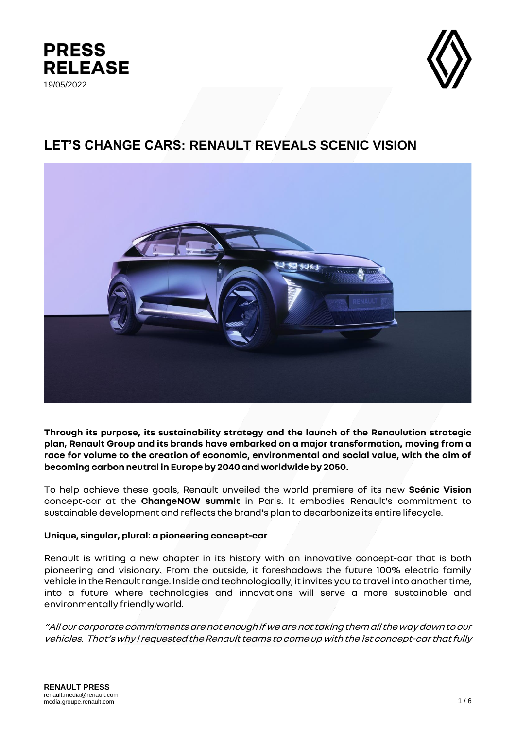# PRESS RELEASE

19/05/2022

## LET'S CHANGE CARS: RENAULT REVEALS SCENIC VISION

**Through its purpose, its sustainability strategy and the launch of the Renaulution strategic plan, Renault Group and its brands have embarked on a major transformation, moving from a race for volume to the creation of economic, environmental and social value, with the aim of becoming carbon neutral in Europe by 2040 and worldwide by 2050.**

To help achieve these goals, Renault unveiled the world premiere of its new **Scénic Vision** concept-car at the **ChangeNOW summit** in Paris. It embodies Renault's commitment to sustainable development and reflects the brand's plan to decarbonize its entire lifecycle.

### Unique, singular, plural: a pioneering concept-car

Renault is writing a new chapter in its history with an innovative concept-car that is both pioneering and visionary. From the outside, it foreshadows the future 100% electric family vehicle in the Renault range. Inside and technologically, it invites you to travel into another time, into a future where technologies and innovations will serve a more sustainable and environmentally friendly world.

*"All our corporate commitments are not enough if we are not taking them all the way down to our vehicles. That's why I requested the Renault teams to come up with the 1st concept-car that fully*

**RENAULT PRESS**
renault.media@renault.com
media.groupe.renault.com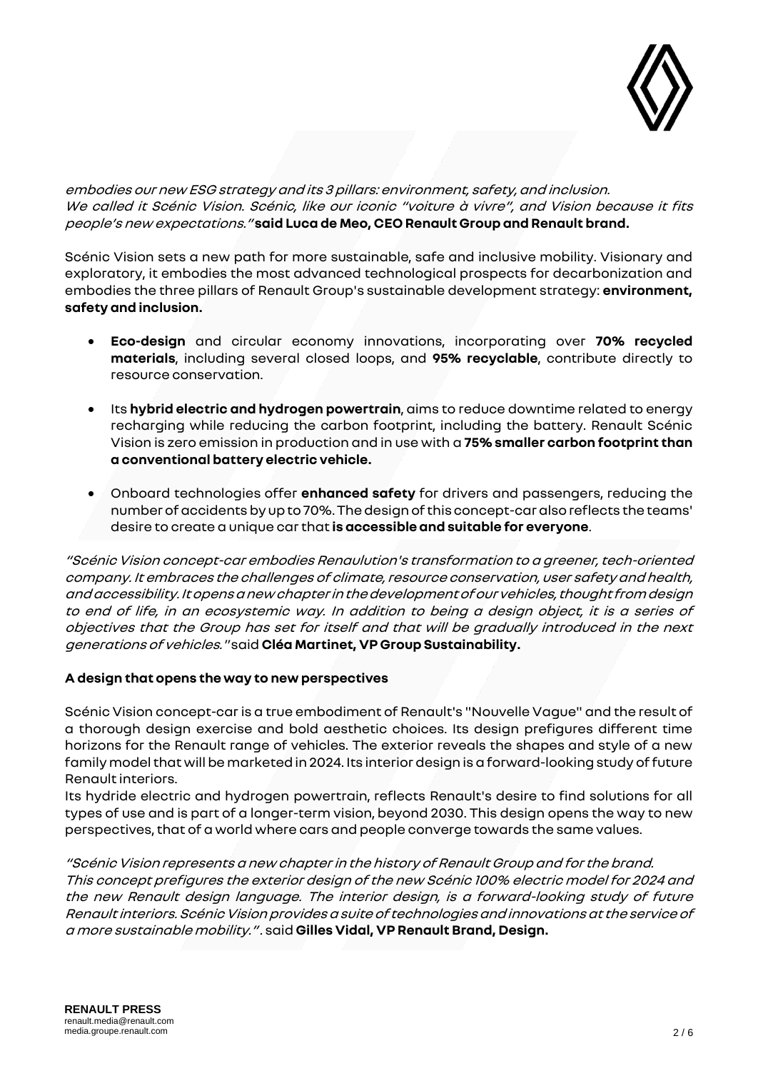*embodies our new ESG strategy and its 3 pillars: environment, safety, and inclusion. We called it Scénic Vision. Scénic, like our iconic "voiture à vivre", and Vision because it fits people's new expectations."* **said Luca de Meo, CEO Renault Group and Renault brand.**

Scénic Vision sets a new path for more sustainable, safe and inclusive mobility. Visionary and exploratory, it embodies the most advanced technological prospects for decarbonization and embodies the three pillars of Renault Group's sustainable development strategy: **environment, safety and inclusion.**

- **Eco-design** and circular economy innovations, incorporating over **70% recycled materials**, including several closed loops, and **95% recyclable**, contribute directly to resource conservation.
- Its **hybrid electric and hydrogen powertrain**, aims to reduce downtime related to energy recharging while reducing the carbon footprint, including the battery. Renault Scénic Vision is zero emission in production and in use with a **75% smaller carbon footprint than a conventional battery electric vehicle.**
- Onboard technologies offer **enhanced safety** for drivers and passengers, reducing the number of accidents by up to 70%. The design of this concept-car also reflects the teams' desire to create a unique car that **is accessible and suitable for everyone**.

*"Scénic Vision concept-car embodies Renaulution's transformation to a greener, tech-oriented company. It embraces the challenges of climate, resource conservation, user safety and health, and accessibility. It opens a new chapter in the development of our vehicles, thought from design to end of life, in an ecosystemic way. In addition to being a design object, it is a series of objectives that the Group has set for itself and that will be gradually introduced in the next generations of vehicles."* said **Cléa Martinet, VP Group Sustainability.**

**A design that opens the way to new perspectives**

Scénic Vision concept-car is a true embodiment of Renault's "Nouvelle Vague" and the result of a thorough design exercise and bold aesthetic choices. Its design prefigures different time horizons for the Renault range of vehicles. The exterior reveals the shapes and style of a new family model that will be marketed in 2024. Its interior design is a forward-looking study of future Renault interiors.
Its hydride electric and hydrogen powertrain, reflects Renault's desire to find solutions for all types of use and is part of a longer-term vision, beyond 2030. This design opens the way to new perspectives, that of a world where cars and people converge towards the same values.

*"Scénic Vision represents a new chapter in the history of Renault Group and for the brand. This concept prefigures the exterior design of the new Scénic 100% electric model for 2024 and the new Renault design language. The interior design, is a forward-looking study of future Renault interiors. Scénic Vision provides a suite of technologies and innovations at the service of a more sustainable mobility."*. said **Gilles Vidal, VP Renault Brand, Design.**

**RENAULT PRESS**
renault.media@renault.com
media.groupe.renault.com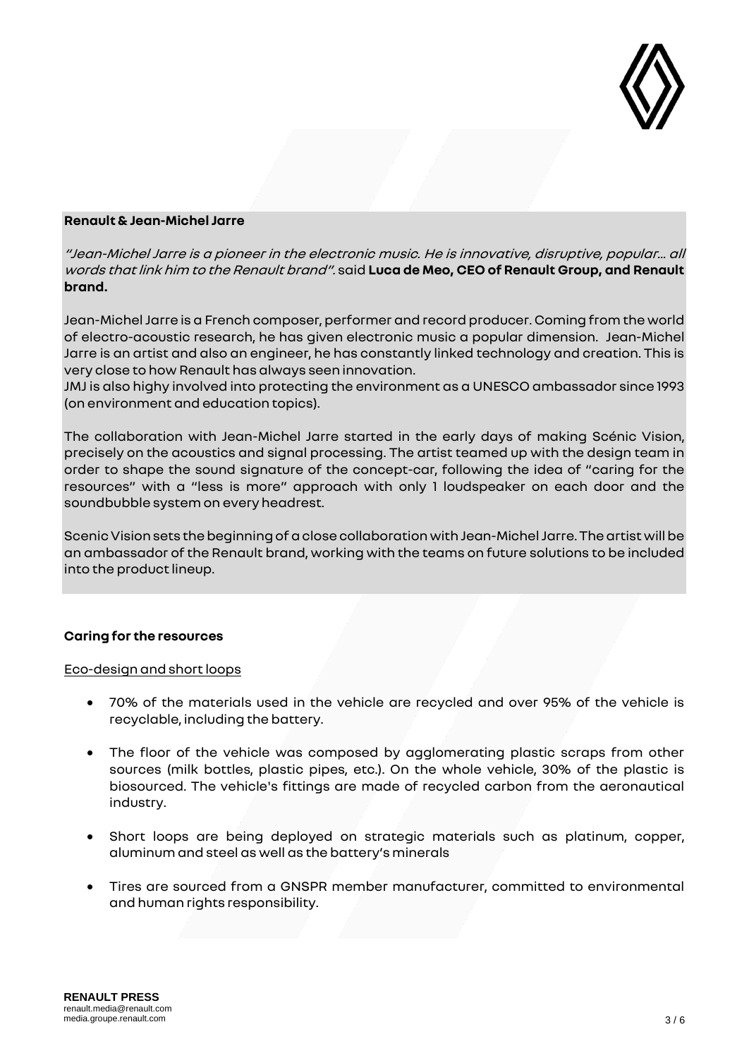**Renault & Jean-Michel Jarre**

*"Jean-Michel Jarre is a pioneer in the electronic music. He is innovative, disruptive, popular… all words that link him to the Renault brand".* said **Luca de Meo, CEO of Renault Group, and Renault brand.**

Jean-Michel Jarre is a French composer, performer and record producer. Coming from the world of electro-acoustic research, he has given electronic music a popular dimension. Jean-Michel Jarre is an artist and also an engineer, he has constantly linked technology and creation. This is very close to how Renault has always seen innovation.
JMJ is also highy involved into protecting the environment as a UNESCO ambassador since 1993 (on environment and education topics).

The collaboration with Jean-Michel Jarre started in the early days of making Scénic Vision, precisely on the acoustics and signal processing. The artist teamed up with the design team in order to shape the sound signature of the concept-car, following the idea of "caring for the resources" with a "less is more" approach with only 1 loudspeaker on each door and the soundbubble system on every headrest.

Scenic Vision sets the beginning of a close collaboration with Jean-Michel Jarre. The artist will be an ambassador of the Renault brand, working with the teams on future solutions to be included into the product lineup.

**Caring for the resources**

Eco-design and short loops

- 70% of the materials used in the vehicle are recycled and over 95% of the vehicle is recyclable, including the battery.
- The floor of the vehicle was composed by agglomerating plastic scraps from other sources (milk bottles, plastic pipes, etc.). On the whole vehicle, 30% of the plastic is biosourced. The vehicle's fittings are made of recycled carbon from the aeronautical industry.
- Short loops are being deployed on strategic materials such as platinum, copper, aluminum and steel as well as the battery's minerals
- Tires are sourced from a GNSPR member manufacturer, committed to environmental and human rights responsibility.

**RENAULT PRESS**
renault.media@renault.com
media.groupe.renault.com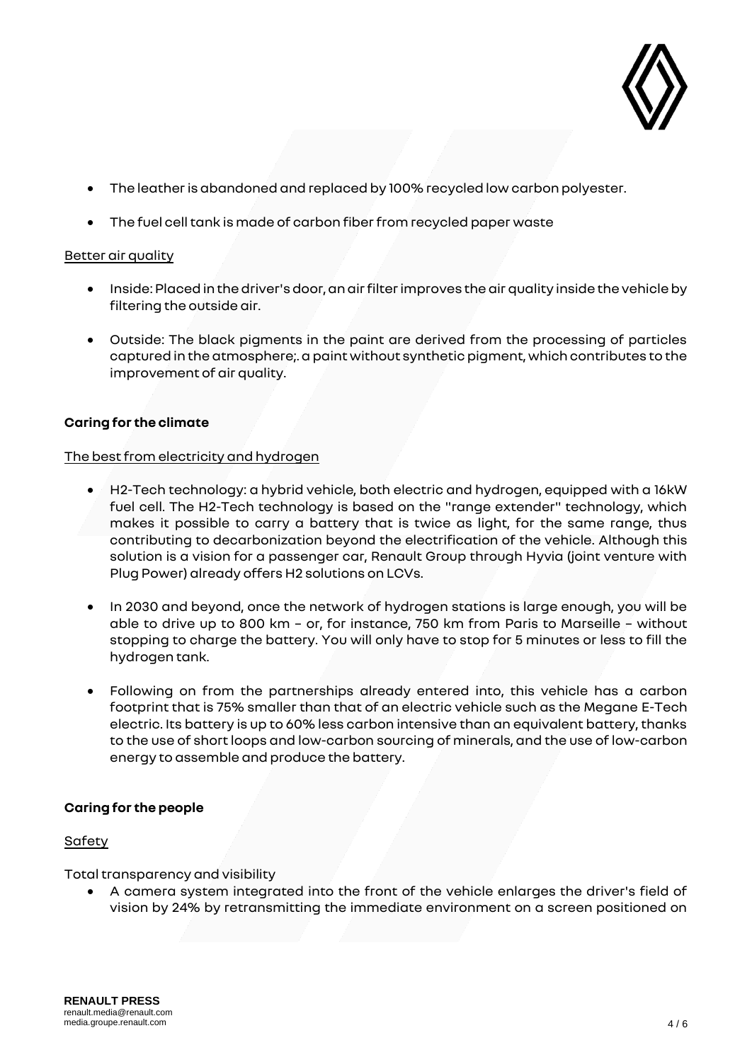- The leather is abandoned and replaced by 100% recycled low carbon polyester.
- The fuel cell tank is made of carbon fiber from recycled paper waste

Better air quality

- Inside: Placed in the driver's door, an air filter improves the air quality inside the vehicle by filtering the outside air.
- Outside: The black pigments in the paint are derived from the processing of particles captured in the atmosphere;. a paint without synthetic pigment, which contributes to the improvement of air quality.

**Caring for the climate**

The best from electricity and hydrogen

- H2-Tech technology: a hybrid vehicle, both electric and hydrogen, equipped with a 16kW fuel cell. The H2-Tech technology is based on the "range extender" technology, which makes it possible to carry a battery that is twice as light, for the same range, thus contributing to decarbonization beyond the electrification of the vehicle. Although this solution is a vision for a passenger car, Renault Group through Hyvia (joint venture with Plug Power) already offers H2 solutions on LCVs.
- In 2030 and beyond, once the network of hydrogen stations is large enough, you will be able to drive up to 800 km – or, for instance, 750 km from Paris to Marseille – without stopping to charge the battery. You will only have to stop for 5 minutes or less to fill the hydrogen tank.
- Following on from the partnerships already entered into, this vehicle has a carbon footprint that is 75% smaller than that of an electric vehicle such as the Megane E-Tech electric. Its battery is up to 60% less carbon intensive than an equivalent battery, thanks to the use of short loops and low-carbon sourcing of minerals, and the use of low-carbon energy to assemble and produce the battery.

**Caring for the people**

Safety

Total transparency and visibility

- A camera system integrated into the front of the vehicle enlarges the driver's field of vision by 24% by retransmitting the immediate environment on a screen positioned on

**RENAULT PRESS**
renault.media@renault.com
media.groupe.renault.com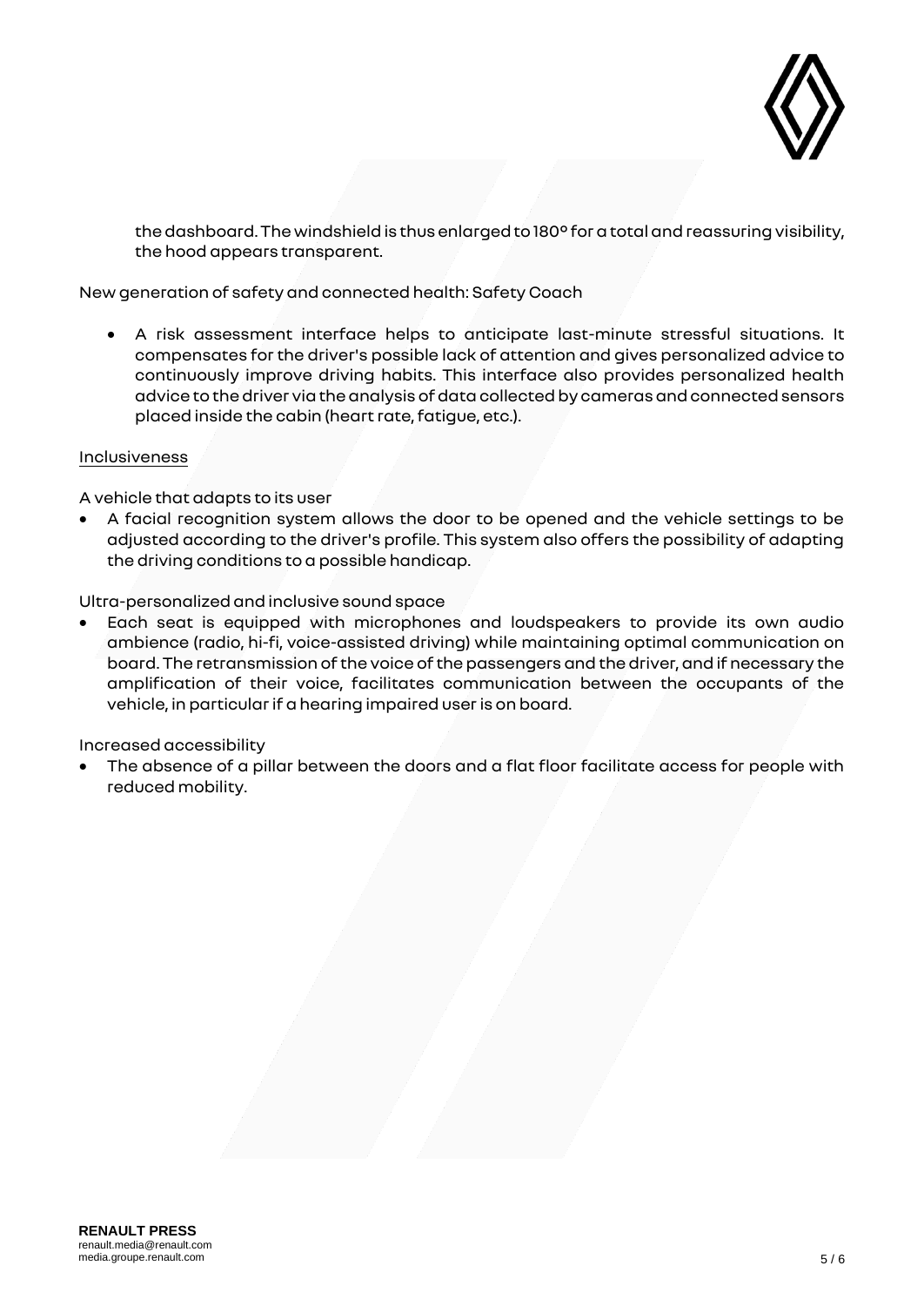the dashboard. The windshield is thus enlarged to 180° for a total and reassuring visibility, the hood appears transparent.

New generation of safety and connected health: Safety Coach

- A risk assessment interface helps to anticipate last-minute stressful situations. It compensates for the driver's possible lack of attention and gives personalized advice to continuously improve driving habits. This interface also provides personalized health advice to the driver via the analysis of data collected by cameras and connected sensors placed inside the cabin (heart rate, fatigue, etc.).

<u>Inclusiveness</u>

A vehicle that adapts to its user

- A facial recognition system allows the door to be opened and the vehicle settings to be adjusted according to the driver's profile. This system also offers the possibility of adapting the driving conditions to a possible handicap.

Ultra-personalized and inclusive sound space

- Each seat is equipped with microphones and loudspeakers to provide its own audio ambience (radio, hi-fi, voice-assisted driving) while maintaining optimal communication on board. The retransmission of the voice of the passengers and the driver, and if necessary the amplification of their voice, facilitates communication between the occupants of the vehicle, in particular if a hearing impaired user is on board.

Increased accessibility

- The absence of a pillar between the doors and a flat floor facilitate access for people with reduced mobility.

**RENAULT PRESS**
renault.media@renault.com
media.groupe.renault.com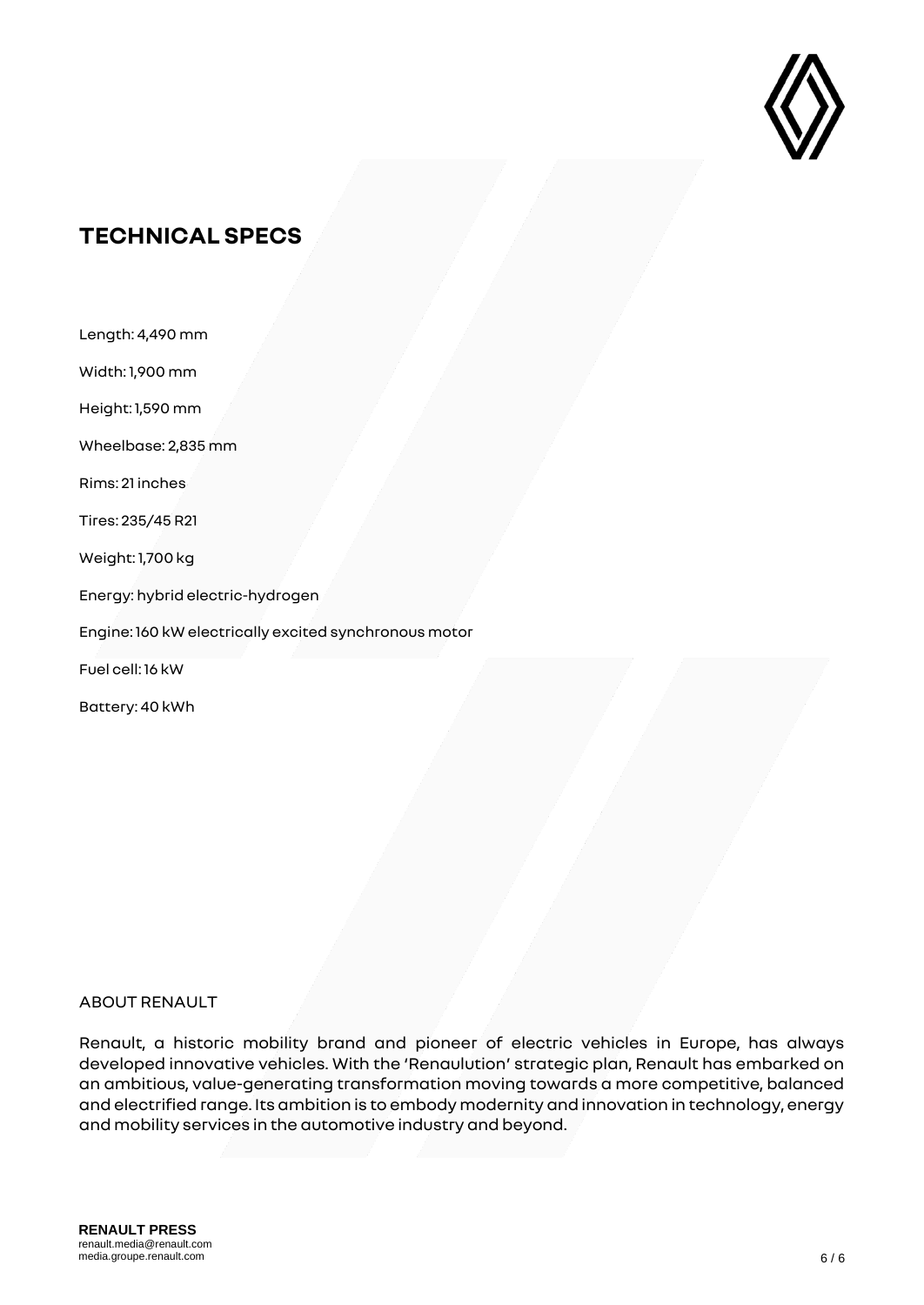## TECHNICAL SPECS

Length: 4,490 mm

Width: 1,900 mm

Height: 1,590 mm

Wheelbase: 2,835 mm

Rims: 21 inches

Tires: 235/45 R21

Weight: 1,700 kg

Energy: hybrid electric-hydrogen

Engine: 160 kW electrically excited synchronous motor

Fuel cell: 16 kW

Battery: 40 kWh

ABOUT RENAULT

Renault, a historic mobility brand and pioneer of electric vehicles in Europe, has always developed innovative vehicles. With the 'Renaulution' strategic plan, Renault has embarked on an ambitious, value-generating transformation moving towards a more competitive, balanced and electrified range. Its ambition is to embody modernity and innovation in technology, energy and mobility services in the automotive industry and beyond.

**RENAULT PRESS**
renault.media@renault.com
media.groupe.renault.com